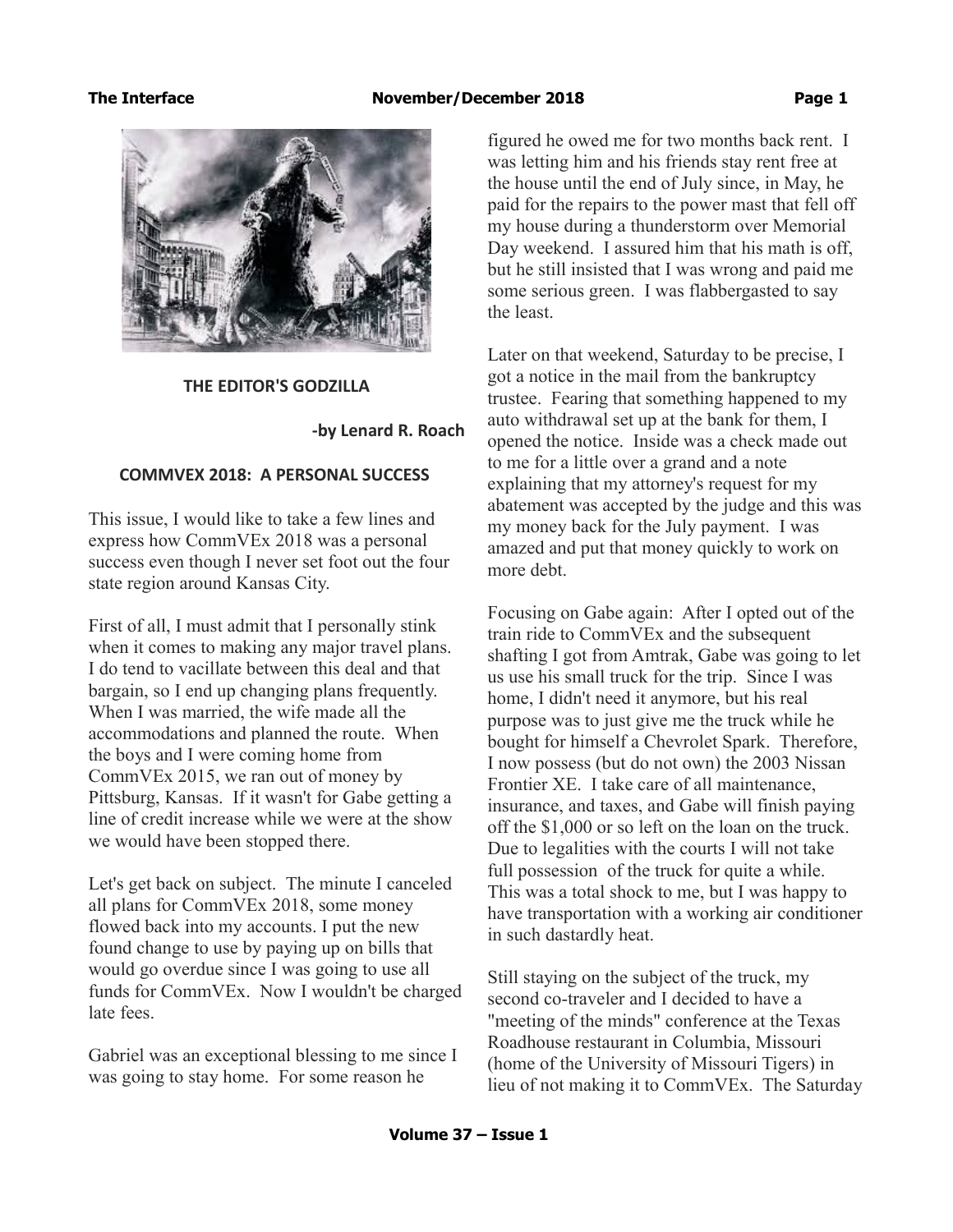## THE EDITOR'S GODZILLA

**-by Lenard R. Roach**

### COMMVEX 2018: A PERSONAL SUCCESS

This issue, I would like to take a few lines and express how CommVEx 2018 was a personal success even though I never set foot out the four state region around Kansas City.

First of all, I must admit that I personally stink when it comes to making any major travel plans. I do tend to vacillate between this deal and that bargain, so I end up changing plans frequently. When I was married, the wife made all the accommodations and planned the route. When the boys and I were coming home from CommVEx 2015, we ran out of money by Pittsburg, Kansas. If it wasn't for Gabe getting a line of credit increase while we were at the show we would have been stopped there.

Let's get back on subject. The minute I canceled all plans for CommVEx 2018, some money flowed back into my accounts. I put the new found change to use by paying up on bills that would go overdue since I was going to use all funds for CommVEx. Now I wouldn't be charged late fees.

Gabriel was an exceptional blessing to me since I was going to stay home. For some reason he figured he owed me for two months back rent. I was letting him and his friends stay rent free at the house until the end of July since, in May, he paid for the repairs to the power mast that fell off my house during a thunderstorm over Memorial Day weekend. I assured him that his math is off, but he still insisted that I was wrong and paid me some serious green. I was flabbergasted to say the least.

Later on that weekend, Saturday to be precise, I got a notice in the mail from the bankruptcy trustee. Fearing that something happened to my auto withdrawal set up at the bank for them, I opened the notice. Inside was a check made out to me for a little over a grand and a note explaining that my attorney's request for my abatement was accepted by the judge and this was my money back for the July payment. I was amazed and put that money quickly to work on more debt.

Focusing on Gabe again: After I opted out of the train ride to CommVEx and the subsequent shafting I got from Amtrak, Gabe was going to let us use his small truck for the trip. Since I was home, I didn't need it anymore, but his real purpose was to just give me the truck while he bought for himself a Chevrolet Spark. Therefore, I now possess (but do not own) the 2003 Nissan Frontier XE. I take care of all maintenance, insurance, and taxes, and Gabe will finish paying off the $1,000 or so left on the loan on the truck. Due to legalities with the courts I will not take full possession of the truck for quite a while. This was a total shock to me, but I was happy to have transportation with a working air conditioner in such dastardly heat.

Still staying on the subject of the truck, my second co-traveler and I decided to have a "meeting of the minds" conference at the Texas Roadhouse restaurant in Columbia, Missouri (home of the University of Missouri Tigers) in lieu of not making it to CommVEx. The Saturday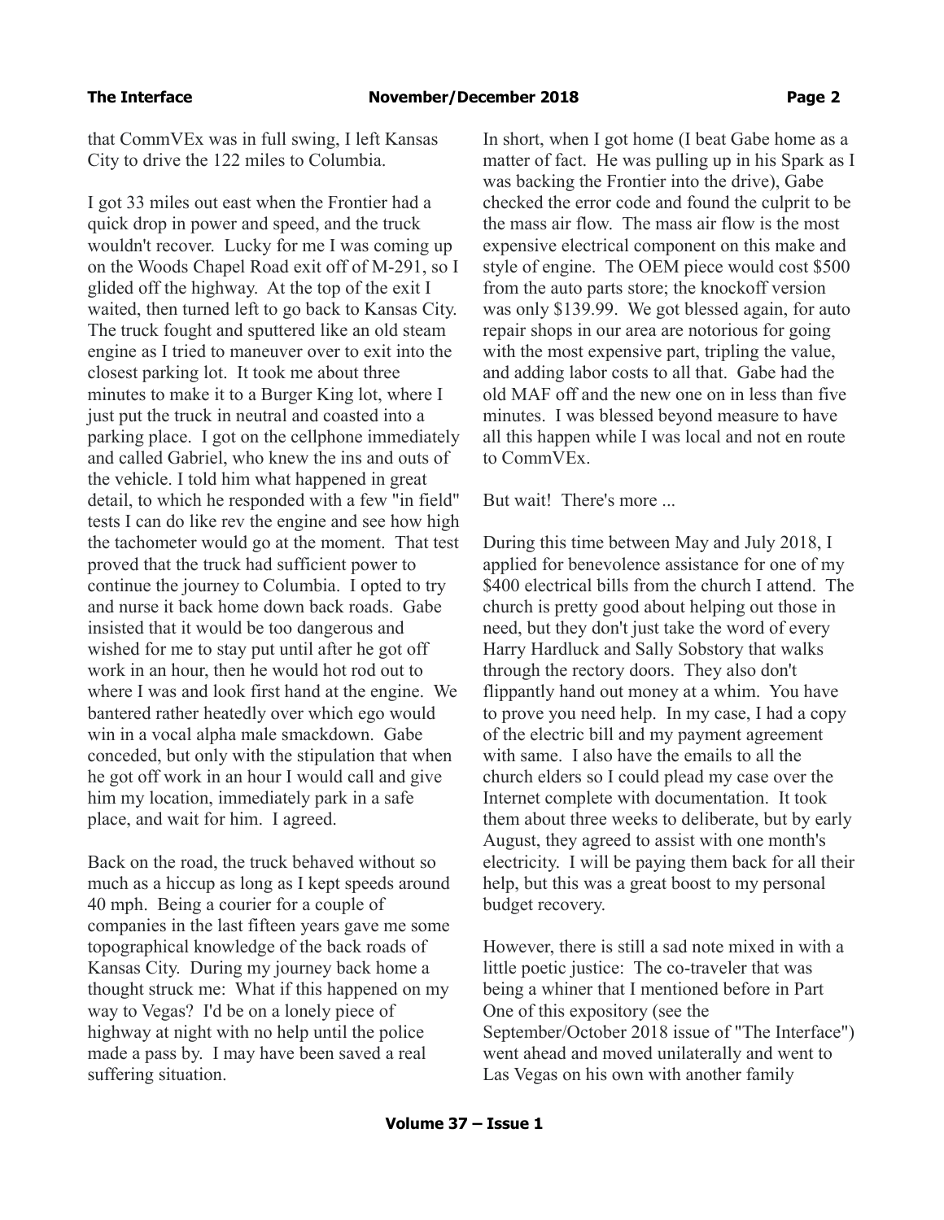that CommVEx was in full swing, I left Kansas City to drive the 122 miles to Columbia.

I got 33 miles out east when the Frontier had a quick drop in power and speed, and the truck wouldn't recover. Lucky for me I was coming up on the Woods Chapel Road exit off of M-291, so I glided off the highway. At the top of the exit I waited, then turned left to go back to Kansas City. The truck fought and sputtered like an old steam engine as I tried to maneuver over to exit into the closest parking lot. It took me about three minutes to make it to a Burger King lot, where I just put the truck in neutral and coasted into a parking place. I got on the cellphone immediately and called Gabriel, who knew the ins and outs of the vehicle. I told him what happened in great detail, to which he responded with a few "in field" tests I can do like rev the engine and see how high the tachometer would go at the moment. That test proved that the truck had sufficient power to continue the journey to Columbia. I opted to try and nurse it back home down back roads. Gabe insisted that it would be too dangerous and wished for me to stay put until after he got off work in an hour, then he would hot rod out to where I was and look first hand at the engine. We bantered rather heatedly over which ego would win in a vocal alpha male smackdown. Gabe conceded, but only with the stipulation that when he got off work in an hour I would call and give him my location, immediately park in a safe place, and wait for him. I agreed.

Back on the road, the truck behaved without so much as a hiccup as long as I kept speeds around 40 mph. Being a courier for a couple of companies in the last fifteen years gave me some topographical knowledge of the back roads of Kansas City. During my journey back home a thought struck me: What if this happened on my way to Vegas? I'd be on a lonely piece of highway at night with no help until the police made a pass by. I may have been saved a real suffering situation.

In short, when I got home (I beat Gabe home as a matter of fact. He was pulling up in his Spark as I was backing the Frontier into the drive), Gabe checked the error code and found the culprit to be the mass air flow. The mass air flow is the most expensive electrical component on this make and style of engine. The OEM piece would cost $500 from the auto parts store; the knockoff version was only $139.99. We got blessed again, for auto repair shops in our area are notorious for going with the most expensive part, tripling the value, and adding labor costs to all that. Gabe had the old MAF off and the new one on in less than five minutes. I was blessed beyond measure to have all this happen while I was local and not en route to CommVEx.

But wait! There's more ...

During this time between May and July 2018, I applied for benevolence assistance for one of my $400 electrical bills from the church I attend. The church is pretty good about helping out those in need, but they don't just take the word of every Harry Hardluck and Sally Sobstory that walks through the rectory doors. They also don't flippantly hand out money at a whim. You have to prove you need help. In my case, I had a copy of the electric bill and my payment agreement with same. I also have the emails to all the church elders so I could plead my case over the Internet complete with documentation. It took them about three weeks to deliberate, but by early August, they agreed to assist with one month's electricity. I will be paying them back for all their help, but this was a great boost to my personal budget recovery.

However, there is still a sad note mixed in with a little poetic justice: The co-traveler that was being a whiner that I mentioned before in Part One of this expository (see the September/October 2018 issue of "The Interface") went ahead and moved unilaterally and went to Las Vegas on his own with another family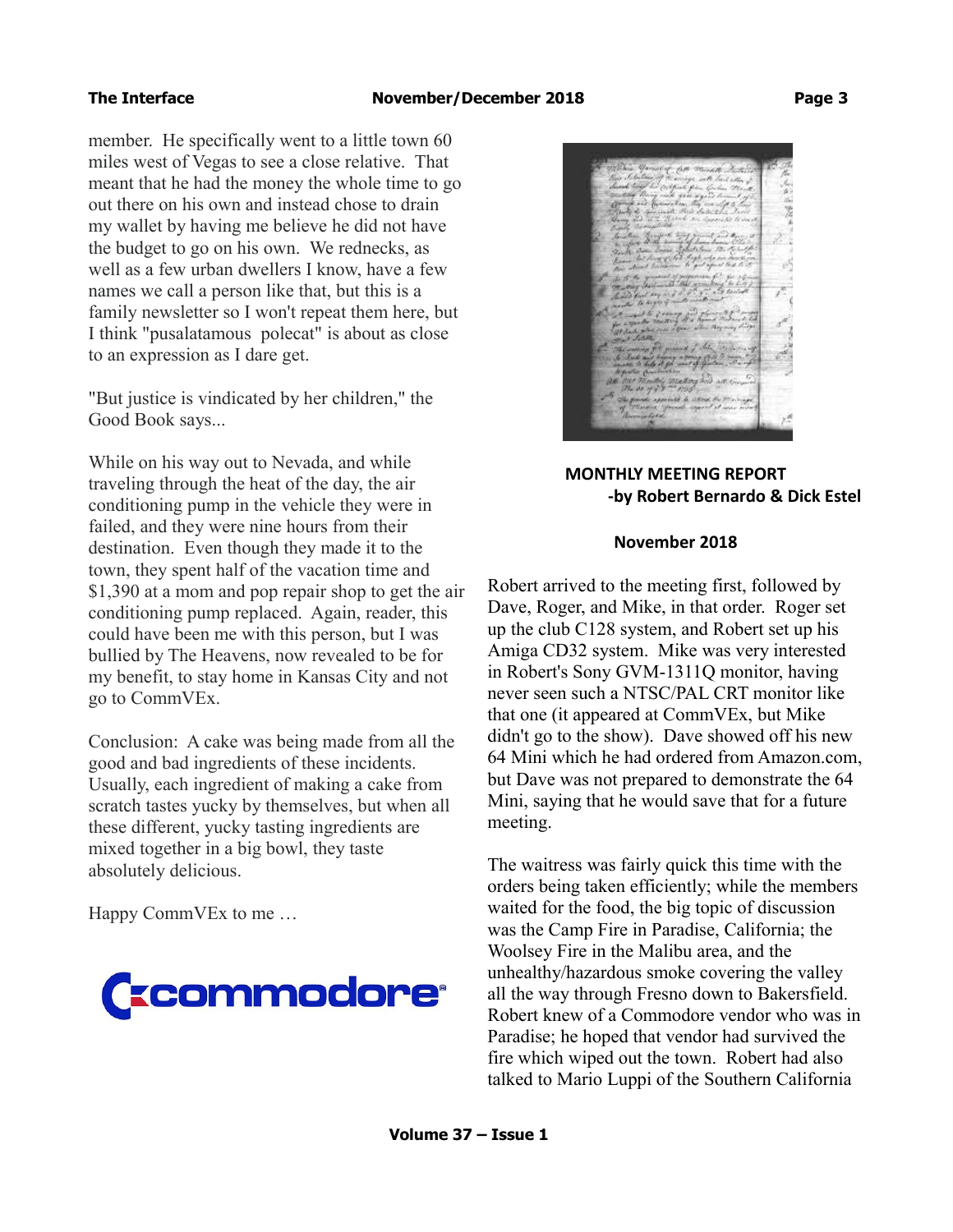member. He specifically went to a little town 60 miles west of Vegas to see a close relative. That meant that he had the money the whole time to go out there on his own and instead chose to drain my wallet by having me believe he did not have the budget to go on his own. We rednecks, as well as a few urban dwellers I know, have a few names we call a person like that, but this is a family newsletter so I won't repeat them here, but I think "pusalatamous polecat" is about as close to an expression as I dare get.

"But justice is vindicated by her children," the Good Book says...

While on his way out to Nevada, and while traveling through the heat of the day, the air conditioning pump in the vehicle they were in failed, and they were nine hours from their destination. Even though they made it to the town, they spent half of the vacation time and $1,390 at a mom and pop repair shop to get the air conditioning pump replaced. Again, reader, this could have been me with this person, but I was bullied by The Heavens, now revealed to be for my benefit, to stay home in Kansas City and not go to CommVEx.

Conclusion: A cake was being made from all the good and bad ingredients of these incidents. Usually, each ingredient of making a cake from scratch tastes yucky by themselves, but when all these different, yucky tasting ingredients are mixed together in a big bowl, they taste absolutely delicious.

Happy CommVEx to me …

commodore

## MONTHLY MEETING REPORT
**-by Robert Bernardo & Dick Estel**

**November 2018**

Robert arrived to the meeting first, followed by Dave, Roger, and Mike, in that order. Roger set up the club C128 system, and Robert set up his Amiga CD32 system. Mike was very interested in Robert's Sony GVM-1311Q monitor, having never seen such a NTSC/PAL CRT monitor like that one (it appeared at CommVEx, but Mike didn't go to the show). Dave showed off his new 64 Mini which he had ordered from Amazon.com, but Dave was not prepared to demonstrate the 64 Mini, saying that he would save that for a future meeting.

The waitress was fairly quick this time with the orders being taken efficiently; while the members waited for the food, the big topic of discussion was the Camp Fire in Paradise, California; the Woolsey Fire in the Malibu area, and the unhealthy/hazardous smoke covering the valley all the way through Fresno down to Bakersfield. Robert knew of a Commodore vendor who was in Paradise; he hoped that vendor had survived the fire which wiped out the town. Robert had also talked to Mario Luppi of the Southern California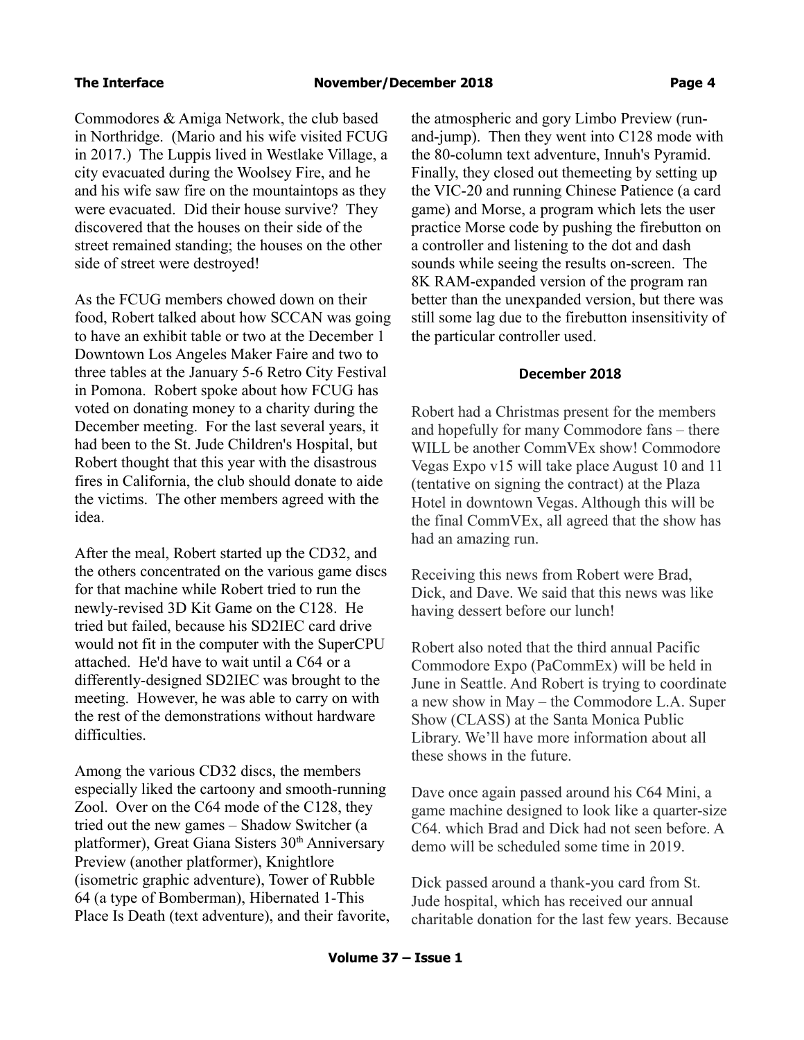Commodores & Amiga Network, the club based in Northridge. (Mario and his wife visited FCUG in 2017.) The Luppis lived in Westlake Village, a city evacuated during the Woolsey Fire, and he and his wife saw fire on the mountaintops as they were evacuated. Did their house survive? They discovered that the houses on their side of the street remained standing; the houses on the other side of street were destroyed!

As the FCUG members chowed down on their food, Robert talked about how SCCAN was going to have an exhibit table or two at the December 1 Downtown Los Angeles Maker Faire and two to three tables at the January 5-6 Retro City Festival in Pomona. Robert spoke about how FCUG has voted on donating money to a charity during the December meeting. For the last several years, it had been to the St. Jude Children's Hospital, but Robert thought that this year with the disastrous fires in California, the club should donate to aide the victims. The other members agreed with the idea.

After the meal, Robert started up the CD32, and the others concentrated on the various game discs for that machine while Robert tried to run the newly-revised 3D Kit Game on the C128. He tried but failed, because his SD2IEC card drive would not fit in the computer with the SuperCPU attached. He'd have to wait until a C64 or a differently-designed SD2IEC was brought to the meeting. However, he was able to carry on with the rest of the demonstrations without hardware difficulties.

Among the various CD32 discs, the members especially liked the cartoony and smooth-running Zool. Over on the C64 mode of the C128, they tried out the new games – Shadow Switcher (a platformer), Great Giana Sisters 30th Anniversary Preview (another platformer), Knightlore (isometric graphic adventure), Tower of Rubble 64 (a type of Bomberman), Hibernated 1-This Place Is Death (text adventure), and their favorite, the atmospheric and gory Limbo Preview (run-and-jump). Then they went into C128 mode with the 80-column text adventure, Innuh's Pyramid. Finally, they closed out themeeting by setting up the VIC-20 and running Chinese Patience (a card game) and Morse, a program which lets the user practice Morse code by pushing the firebutton on a controller and listening to the dot and dash sounds while seeing the results on-screen. The 8K RAM-expanded version of the program ran better than the unexpanded version, but there was still some lag due to the firebutton insensitivity of the particular controller used.

**December 2018**

Robert had a Christmas present for the members and hopefully for many Commodore fans – there WILL be another CommVEx show! Commodore Vegas Expo v15 will take place August 10 and 11 (tentative on signing the contract) at the Plaza Hotel in downtown Vegas. Although this will be the final CommVEx, all agreed that the show has had an amazing run.

Receiving this news from Robert were Brad, Dick, and Dave. We said that this news was like having dessert before our lunch!

Robert also noted that the third annual Pacific Commodore Expo (PaCommEx) will be held in June in Seattle. And Robert is trying to coordinate a new show in May – the Commodore L.A. Super Show (CLASS) at the Santa Monica Public Library. We'll have more information about all these shows in the future.

Dave once again passed around his C64 Mini, a game machine designed to look like a quarter-size C64. which Brad and Dick had not seen before. A demo will be scheduled some time in 2019.

Dick passed around a thank-you card from St. Jude hospital, which has received our annual charitable donation for the last few years. Because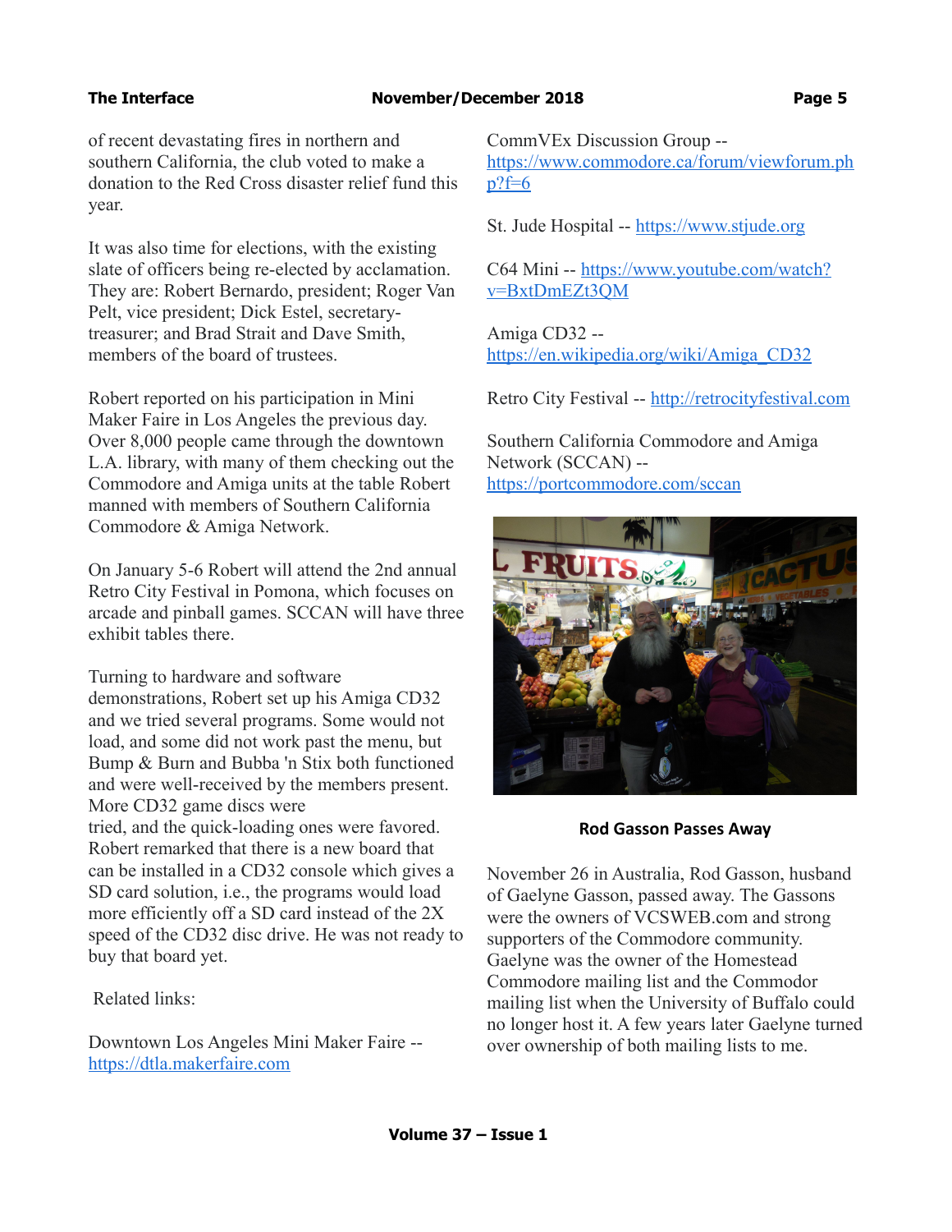of recent devastating fires in northern and southern California, the club voted to make a donation to the Red Cross disaster relief fund this year.

It was also time for elections, with the existing slate of officers being re-elected by acclamation. They are: Robert Bernardo, president; Roger Van Pelt, vice president; Dick Estel, secretary-treasurer; and Brad Strait and Dave Smith, members of the board of trustees.

Robert reported on his participation in Mini Maker Faire in Los Angeles the previous day. Over 8,000 people came through the downtown L.A. library, with many of them checking out the Commodore and Amiga units at the table Robert manned with members of Southern California Commodore & Amiga Network.

On January 5-6 Robert will attend the 2nd annual Retro City Festival in Pomona, which focuses on arcade and pinball games. SCCAN will have three exhibit tables there.

Turning to hardware and software demonstrations, Robert set up his Amiga CD32 and we tried several programs. Some would not load, and some did not work past the menu, but Bump & Burn and Bubba 'n Stix both functioned and were well-received by the members present. More CD32 game discs were tried, and the quick-loading ones were favored. Robert remarked that there is a new board that can be installed in a CD32 console which gives a SD card solution, i.e., the programs would load more efficiently off a SD card instead of the 2X speed of the CD32 disc drive. He was not ready to buy that board yet.

Related links:

Downtown Los Angeles Mini Maker Faire -- https://dtla.makerfaire.com

CommVEx Discussion Group -- https://www.commodore.ca/forum/viewforum.php?f=6

St. Jude Hospital -- https://www.stjude.org

C64 Mini -- https://www.youtube.com/watch?v=BxtDmEZt3QM

Amiga CD32 -- https://en.wikipedia.org/wiki/Amiga_CD32

Retro City Festival -- http://retrocityfestival.com

Southern California Commodore and Amiga Network (SCCAN) -- https://portcommodore.com/sccan

## Rod Gasson Passes Away

November 26 in Australia, Rod Gasson, husband of Gaelyne Gasson, passed away. The Gassons were the owners of VCSWEB.com and strong supporters of the Commodore community. Gaelyne was the owner of the Homestead Commodore mailing list and the Commodor mailing list when the University of Buffalo could no longer host it. A few years later Gaelyne turned over ownership of both mailing lists to me.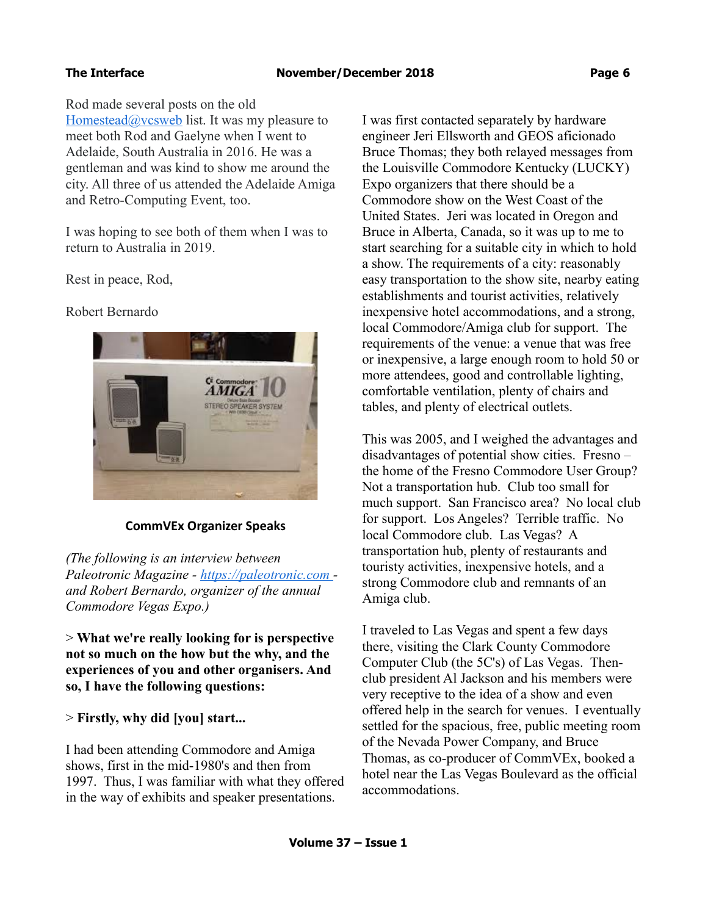Rod made several posts on the old Homestead@vcsweb list. It was my pleasure to meet both Rod and Gaelyne when I went to Adelaide, South Australia in 2016. He was a gentleman and was kind to show me around the city. All three of us attended the Adelaide Amiga and Retro-Computing Event, too.

I was hoping to see both of them when I was to return to Australia in 2019.

Rest in peace, Rod,

Robert Bernardo

## CommVEx Organizer Speaks

*(The following is an interview between Paleotronic Magazine - https://paleotronic.com - and Robert Bernardo, organizer of the annual Commodore Vegas Expo.)*

> **What we're really looking for is perspective not so much on the how but the why, and the experiences of you and other organisers. And so, I have the following questions:**

> **Firstly, why did [you] start...**

I had been attending Commodore and Amiga shows, first in the mid-1980's and then from 1997. Thus, I was familiar with what they offered in the way of exhibits and speaker presentations.

I was first contacted separately by hardware engineer Jeri Ellsworth and GEOS aficionado Bruce Thomas; they both relayed messages from the Louisville Commodore Kentucky (LUCKY) Expo organizers that there should be a Commodore show on the West Coast of the United States. Jeri was located in Oregon and Bruce in Alberta, Canada, so it was up to me to start searching for a suitable city in which to hold a show. The requirements of a city: reasonably easy transportation to the show site, nearby eating establishments and tourist activities, relatively inexpensive hotel accommodations, and a strong, local Commodore/Amiga club for support. The requirements of the venue: a venue that was free or inexpensive, a large enough room to hold 50 or more attendees, good and controllable lighting, comfortable ventilation, plenty of chairs and tables, and plenty of electrical outlets.

This was 2005, and I weighed the advantages and disadvantages of potential show cities. Fresno – the home of the Fresno Commodore User Group? Not a transportation hub. Club too small for much support. San Francisco area? No local club for support. Los Angeles? Terrible traffic. No local Commodore club. Las Vegas? A transportation hub, plenty of restaurants and touristy activities, inexpensive hotels, and a strong Commodore club and remnants of an Amiga club.

I traveled to Las Vegas and spent a few days there, visiting the Clark County Commodore Computer Club (the 5C's) of Las Vegas. Then-club president Al Jackson and his members were very receptive to the idea of a show and even offered help in the search for venues. I eventually settled for the spacious, free, public meeting room of the Nevada Power Company, and Bruce Thomas, as co-producer of CommVEx, booked a hotel near the Las Vegas Boulevard as the official accommodations.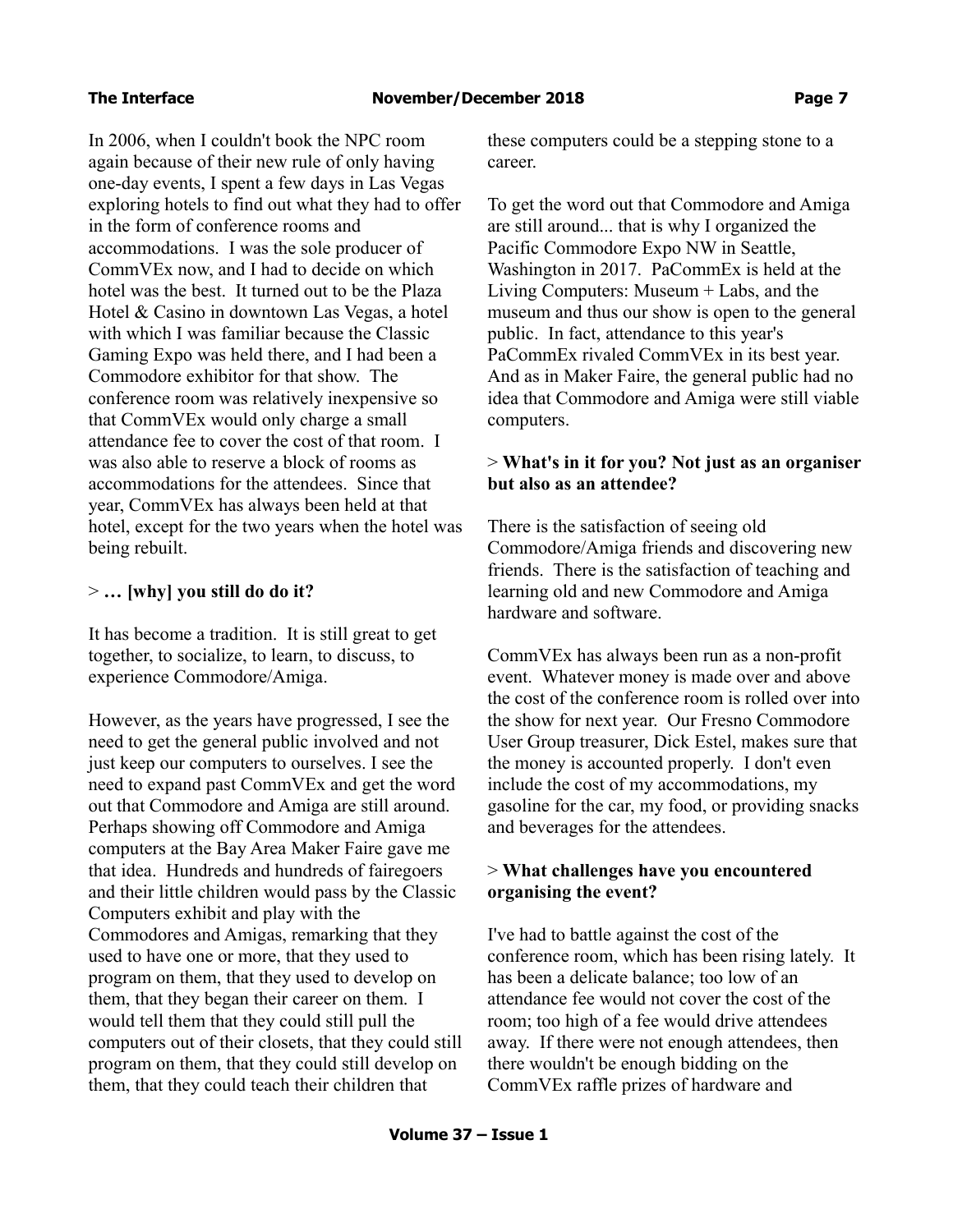In 2006, when I couldn't book the NPC room again because of their new rule of only having one-day events, I spent a few days in Las Vegas exploring hotels to find out what they had to offer in the form of conference rooms and accommodations. I was the sole producer of CommVEx now, and I had to decide on which hotel was the best. It turned out to be the Plaza Hotel & Casino in downtown Las Vegas, a hotel with which I was familiar because the Classic Gaming Expo was held there, and I had been a Commodore exhibitor for that show. The conference room was relatively inexpensive so that CommVEx would only charge a small attendance fee to cover the cost of that room. I was also able to reserve a block of rooms as accommodations for the attendees. Since that year, CommVEx has always been held at that hotel, except for the two years when the hotel was being rebuilt.

> **… [why] you still do do it?**

It has become a tradition. It is still great to get together, to socialize, to learn, to discuss, to experience Commodore/Amiga.

However, as the years have progressed, I see the need to get the general public involved and not just keep our computers to ourselves. I see the need to expand past CommVEx and get the word out that Commodore and Amiga are still around. Perhaps showing off Commodore and Amiga computers at the Bay Area Maker Faire gave me that idea. Hundreds and hundreds of fairegoers and their little children would pass by the Classic Computers exhibit and play with the Commodores and Amigas, remarking that they used to have one or more, that they used to program on them, that they used to develop on them, that they began their career on them. I would tell them that they could still pull the computers out of their closets, that they could still program on them, that they could still develop on them, that they could teach their children that these computers could be a stepping stone to a career.

To get the word out that Commodore and Amiga are still around... that is why I organized the Pacific Commodore Expo NW in Seattle, Washington in 2017. PaCommEx is held at the Living Computers: Museum + Labs, and the museum and thus our show is open to the general public. In fact, attendance to this year's PaCommEx rivaled CommVEx in its best year. And as in Maker Faire, the general public had no idea that Commodore and Amiga were still viable computers.

> **What's in it for you? Not just as an organiser but also as an attendee?**

There is the satisfaction of seeing old Commodore/Amiga friends and discovering new friends. There is the satisfaction of teaching and learning old and new Commodore and Amiga hardware and software.

CommVEx has always been run as a non-profit event. Whatever money is made over and above the cost of the conference room is rolled over into the show for next year. Our Fresno Commodore User Group treasurer, Dick Estel, makes sure that the money is accounted properly. I don't even include the cost of my accommodations, my gasoline for the car, my food, or providing snacks and beverages for the attendees.

> **What challenges have you encountered organising the event?**

I've had to battle against the cost of the conference room, which has been rising lately. It has been a delicate balance; too low of an attendance fee would not cover the cost of the room; too high of a fee would drive attendees away. If there were not enough attendees, then there wouldn't be enough bidding on the CommVEx raffle prizes of hardware and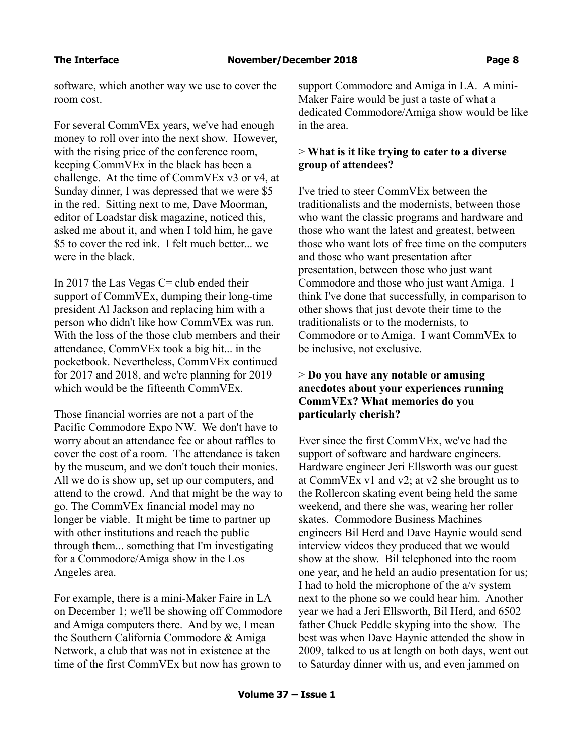software, which another way we use to cover the room cost.

For several CommVEx years, we've had enough money to roll over into the next show. However, with the rising price of the conference room, keeping CommVEx in the black has been a challenge. At the time of CommVEx v3 or v4, at Sunday dinner, I was depressed that we were $5 in the red. Sitting next to me, Dave Moorman, editor of Loadstar disk magazine, noticed this, asked me about it, and when I told him, he gave $5 to cover the red ink. I felt much better... we were in the black.

In 2017 the Las Vegas C= club ended their support of CommVEx, dumping their long-time president Al Jackson and replacing him with a person who didn't like how CommVEx was run. With the loss of the those club members and their attendance, CommVEx took a big hit... in the pocketbook. Nevertheless, CommVEx continued for 2017 and 2018, and we're planning for 2019 which would be the fifteenth CommVEx.

Those financial worries are not a part of the Pacific Commodore Expo NW. We don't have to worry about an attendance fee or about raffles to cover the cost of a room. The attendance is taken by the museum, and we don't touch their monies. All we do is show up, set up our computers, and attend to the crowd. And that might be the way to go. The CommVEx financial model may no longer be viable. It might be time to partner up with other institutions and reach the public through them... something that I'm investigating for a Commodore/Amiga show in the Los Angeles area.

For example, there is a mini-Maker Faire in LA on December 1; we'll be showing off Commodore and Amiga computers there. And by we, I mean the Southern California Commodore & Amiga Network, a club that was not in existence at the time of the first CommVEx but now has grown to support Commodore and Amiga in LA. A mini-Maker Faire would be just a taste of what a dedicated Commodore/Amiga show would be like in the area.

> **What is it like trying to cater to a diverse group of attendees?**

I've tried to steer CommVEx between the traditionalists and the modernists, between those who want the classic programs and hardware and those who want the latest and greatest, between those who want lots of free time on the computers and those who want presentation after presentation, between those who just want Commodore and those who just want Amiga. I think I've done that successfully, in comparison to other shows that just devote their time to the traditionalists or to the modernists, to Commodore or to Amiga. I want CommVEx to be inclusive, not exclusive.

> **Do you have any notable or amusing anecdotes about your experiences running CommVEx? What memories do you particularly cherish?**

Ever since the first CommVEx, we've had the support of software and hardware engineers. Hardware engineer Jeri Ellsworth was our guest at CommVEx v1 and v2; at v2 she brought us to the Rollercon skating event being held the same weekend, and there she was, wearing her roller skates. Commodore Business Machines engineers Bil Herd and Dave Haynie would send interview videos they produced that we would show at the show. Bil telephoned into the room one year, and he held an audio presentation for us; I had to hold the microphone of the a/v system next to the phone so we could hear him. Another year we had a Jeri Ellsworth, Bil Herd, and 6502 father Chuck Peddle skyping into the show. The best was when Dave Haynie attended the show in 2009, talked to us at length on both days, went out to Saturday dinner with us, and even jammed on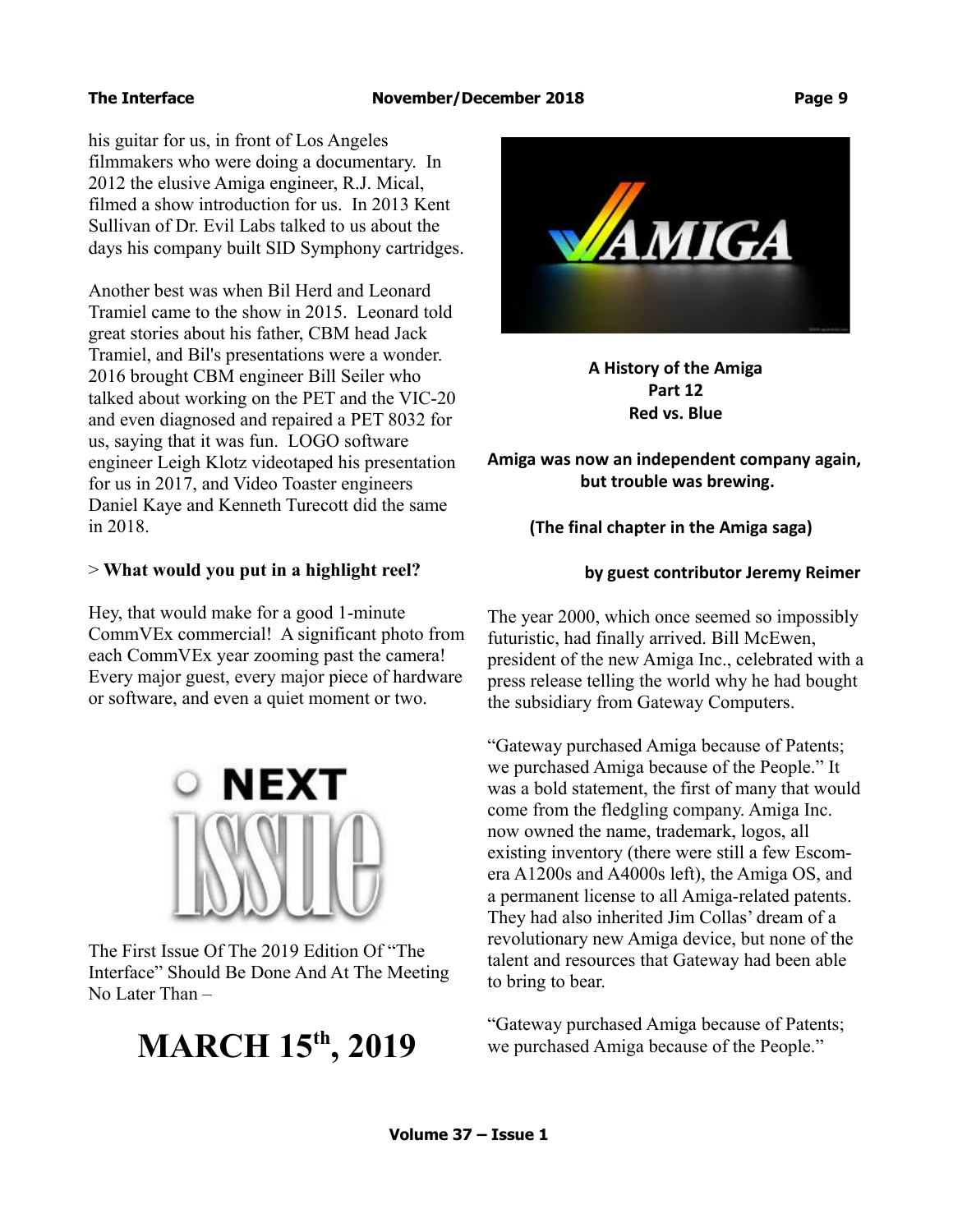his guitar for us, in front of Los Angeles filmmakers who were doing a documentary. In 2012 the elusive Amiga engineer, R.J. Mical, filmed a show introduction for us. In 2013 Kent Sullivan of Dr. Evil Labs talked to us about the days his company built SID Symphony cartridges.

Another best was when Bil Herd and Leonard Tramiel came to the show in 2015. Leonard told great stories about his father, CBM head Jack Tramiel, and Bil's presentations were a wonder. 2016 brought CBM engineer Bill Seiler who talked about working on the PET and the VIC-20 and even diagnosed and repaired a PET 8032 for us, saying that it was fun. LOGO software engineer Leigh Klotz videotaped his presentation for us in 2017, and Video Toaster engineers Daniel Kaye and Kenneth Turecott did the same in 2018.

> **What would you put in a highlight reel?**

Hey, that would make for a good 1-minute CommVEx commercial! A significant photo from each CommVEx year zooming past the camera! Every major guest, every major piece of hardware or software, and even a quiet moment or two.

NEXT ISSUE

The First Issue Of The 2019 Edition Of "The Interface" Should Be Done And At The Meeting No Later Than –

# MARCH 15th, 2019

**A History of the Amiga**
**Part 12**
**Red vs. Blue**

**Amiga was now an independent company again, but trouble was brewing.**

**(The final chapter in the Amiga saga)**

**by guest contributor Jeremy Reimer**

The year 2000, which once seemed so impossibly futuristic, had finally arrived. Bill McEwen, president of the new Amiga Inc., celebrated with a press release telling the world why he had bought the subsidiary from Gateway Computers.

"Gateway purchased Amiga because of Patents; we purchased Amiga because of the People." It was a bold statement, the first of many that would come from the fledgling company. Amiga Inc. now owned the name, trademark, logos, all existing inventory (there were still a few Escom-era A1200s and A4000s left), the Amiga OS, and a permanent license to all Amiga-related patents. They had also inherited Jim Collas' dream of a revolutionary new Amiga device, but none of the talent and resources that Gateway had been able to bring to bear.

"Gateway purchased Amiga because of Patents; we purchased Amiga because of the People."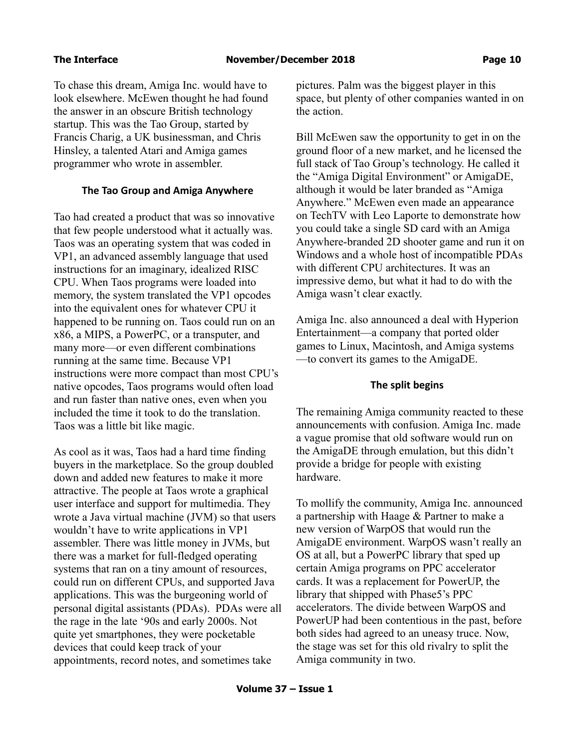To chase this dream, Amiga Inc. would have to look elsewhere. McEwen thought he had found the answer in an obscure British technology startup. This was the Tao Group, started by Francis Charig, a UK businessman, and Chris Hinsley, a talented Atari and Amiga games programmer who wrote in assembler.

### The Tao Group and Amiga Anywhere

Tao had created a product that was so innovative that few people understood what it actually was. Taos was an operating system that was coded in VP1, an advanced assembly language that used instructions for an imaginary, idealized RISC CPU. When Taos programs were loaded into memory, the system translated the VP1 opcodes into the equivalent ones for whatever CPU it happened to be running on. Taos could run on an x86, a MIPS, a PowerPC, or a transputer, and many more—or even different combinations running at the same time. Because VP1 instructions were more compact than most CPU's native opcodes, Taos programs would often load and run faster than native ones, even when you included the time it took to do the translation. Taos was a little bit like magic.

As cool as it was, Taos had a hard time finding buyers in the marketplace. So the group doubled down and added new features to make it more attractive. The people at Taos wrote a graphical user interface and support for multimedia. They wrote a Java virtual machine (JVM) so that users wouldn't have to write applications in VP1 assembler. There was little money in JVMs, but there was a market for full-fledged operating systems that ran on a tiny amount of resources, could run on different CPUs, and supported Java applications. This was the burgeoning world of personal digital assistants (PDAs). PDAs were all the rage in the late '90s and early 2000s. Not quite yet smartphones, they were pocketable devices that could keep track of your appointments, record notes, and sometimes take pictures. Palm was the biggest player in this space, but plenty of other companies wanted in on the action.

Bill McEwen saw the opportunity to get in on the ground floor of a new market, and he licensed the full stack of Tao Group's technology. He called it the "Amiga Digital Environment" or AmigaDE, although it would be later branded as "Amiga Anywhere." McEwen even made an appearance on TechTV with Leo Laporte to demonstrate how you could take a single SD card with an Amiga Anywhere-branded 2D shooter game and run it on Windows and a whole host of incompatible PDAs with different CPU architectures. It was an impressive demo, but what it had to do with the Amiga wasn't clear exactly.

Amiga Inc. also announced a deal with Hyperion Entertainment—a company that ported older games to Linux, Macintosh, and Amiga systems—to convert its games to the AmigaDE.

### The split begins

The remaining Amiga community reacted to these announcements with confusion. Amiga Inc. made a vague promise that old software would run on the AmigaDE through emulation, but this didn't provide a bridge for people with existing hardware.

To mollify the community, Amiga Inc. announced a partnership with Haage & Partner to make a new version of WarpOS that would run the AmigaDE environment. WarpOS wasn't really an OS at all, but a PowerPC library that sped up certain Amiga programs on PPC accelerator cards. It was a replacement for PowerUP, the library that shipped with Phase5's PPC accelerators. The divide between WarpOS and PowerUP had been contentious in the past, before both sides had agreed to an uneasy truce. Now, the stage was set for this old rivalry to split the Amiga community in two.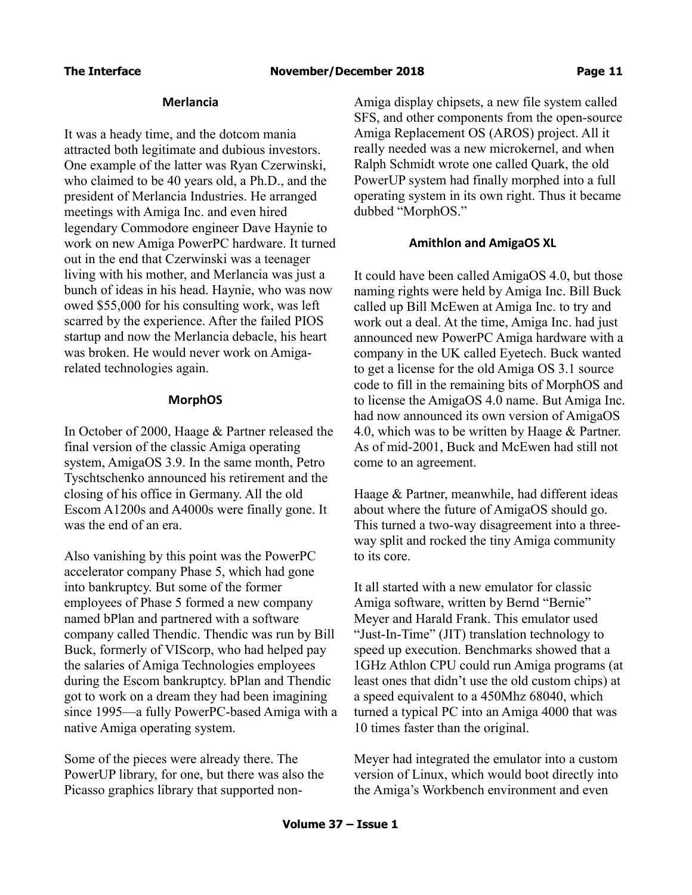### Merlancia

It was a heady time, and the dotcom mania attracted both legitimate and dubious investors. One example of the latter was Ryan Czerwinski, who claimed to be 40 years old, a Ph.D., and the president of Merlancia Industries. He arranged meetings with Amiga Inc. and even hired legendary Commodore engineer Dave Haynie to work on new Amiga PowerPC hardware. It turned out in the end that Czerwinski was a teenager living with his mother, and Merlancia was just a bunch of ideas in his head. Haynie, who was now owed $55,000 for his consulting work, was left scarred by the experience. After the failed PIOS startup and now the Merlancia debacle, his heart was broken. He would never work on Amiga-related technologies again.

### MorphOS

In October of 2000, Haage & Partner released the final version of the classic Amiga operating system, AmigaOS 3.9. In the same month, Petro Tyschtschenko announced his retirement and the closing of his office in Germany. All the old Escom A1200s and A4000s were finally gone. It was the end of an era.

Also vanishing by this point was the PowerPC accelerator company Phase 5, which had gone into bankruptcy. But some of the former employees of Phase 5 formed a new company named bPlan and partnered with a software company called Thendic. Thendic was run by Bill Buck, formerly of VIScorp, who had helped pay the salaries of Amiga Technologies employees during the Escom bankruptcy. bPlan and Thendic got to work on a dream they had been imagining since 1995—a fully PowerPC-based Amiga with a native Amiga operating system.

Some of the pieces were already there. The PowerUP library, for one, but there was also the Picasso graphics library that supported non-Amiga display chipsets, a new file system called SFS, and other components from the open-source Amiga Replacement OS (AROS) project. All it really needed was a new microkernel, and when Ralph Schmidt wrote one called Quark, the old PowerUP system had finally morphed into a full operating system in its own right. Thus it became dubbed "MorphOS."

### Amithlon and AmigaOS XL

It could have been called AmigaOS 4.0, but those naming rights were held by Amiga Inc. Bill Buck called up Bill McEwen at Amiga Inc. to try and work out a deal. At the time, Amiga Inc. had just announced new PowerPC Amiga hardware with a company in the UK called Eyetech. Buck wanted to get a license for the old Amiga OS 3.1 source code to fill in the remaining bits of MorphOS and to license the AmigaOS 4.0 name. But Amiga Inc. had now announced its own version of AmigaOS 4.0, which was to be written by Haage & Partner. As of mid-2001, Buck and McEwen had still not come to an agreement.

Haage & Partner, meanwhile, had different ideas about where the future of AmigaOS should go. This turned a two-way disagreement into a three-way split and rocked the tiny Amiga community to its core.

It all started with a new emulator for classic Amiga software, written by Bernd "Bernie" Meyer and Harald Frank. This emulator used "Just-In-Time" (JIT) translation technology to speed up execution. Benchmarks showed that a 1GHz Athlon CPU could run Amiga programs (at least ones that didn't use the old custom chips) at a speed equivalent to a 450Mhz 68040, which turned a typical PC into an Amiga 4000 that was 10 times faster than the original.

Meyer had integrated the emulator into a custom version of Linux, which would boot directly into the Amiga's Workbench environment and even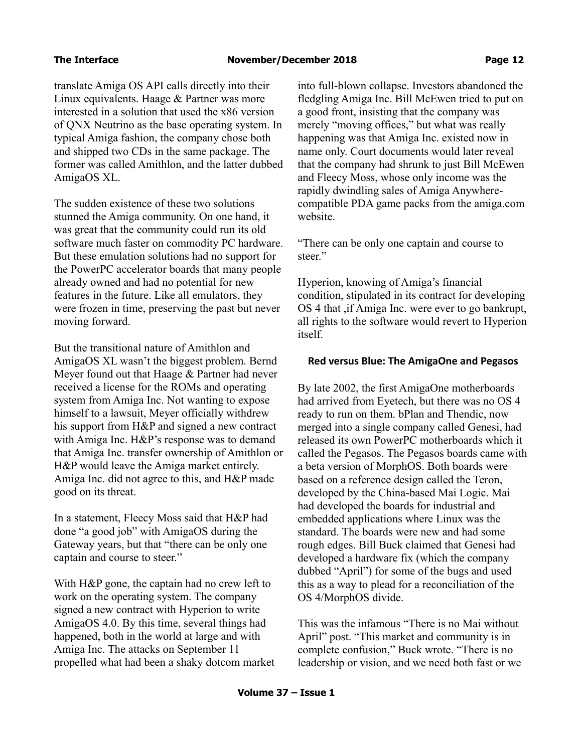translate Amiga OS API calls directly into their Linux equivalents. Haage & Partner was more interested in a solution that used the x86 version of QNX Neutrino as the base operating system. In typical Amiga fashion, the company chose both and shipped two CDs in the same package. The former was called Amithlon, and the latter dubbed AmigaOS XL.

The sudden existence of these two solutions stunned the Amiga community. On one hand, it was great that the community could run its old software much faster on commodity PC hardware. But these emulation solutions had no support for the PowerPC accelerator boards that many people already owned and had no potential for new features in the future. Like all emulators, they were frozen in time, preserving the past but never moving forward.

But the transitional nature of Amithlon and AmigaOS XL wasn't the biggest problem. Bernd Meyer found out that Haage & Partner had never received a license for the ROMs and operating system from Amiga Inc. Not wanting to expose himself to a lawsuit, Meyer officially withdrew his support from H&P and signed a new contract with Amiga Inc. H&P's response was to demand that Amiga Inc. transfer ownership of Amithlon or H&P would leave the Amiga market entirely. Amiga Inc. did not agree to this, and H&P made good on its threat.

In a statement, Fleecy Moss said that H&P had done "a good job" with AmigaOS during the Gateway years, but that "there can be only one captain and course to steer."

With H&P gone, the captain had no crew left to work on the operating system. The company signed a new contract with Hyperion to write AmigaOS 4.0. By this time, several things had happened, both in the world at large and with Amiga Inc. The attacks on September 11 propelled what had been a shaky dotcom market into full-blown collapse. Investors abandoned the fledgling Amiga Inc. Bill McEwen tried to put on a good front, insisting that the company was merely "moving offices," but what was really happening was that Amiga Inc. existed now in name only. Court documents would later reveal that the company had shrunk to just Bill McEwen and Fleecy Moss, whose only income was the rapidly dwindling sales of Amiga Anywhere-compatible PDA game packs from the amiga.com website.

"There can be only one captain and course to steer."

Hyperion, knowing of Amiga's financial condition, stipulated in its contract for developing OS 4 that ,if Amiga Inc. were ever to go bankrupt, all rights to the software would revert to Hyperion itself.

### Red versus Blue: The AmigaOne and Pegasos

By late 2002, the first AmigaOne motherboards had arrived from Eyetech, but there was no OS 4 ready to run on them. bPlan and Thendic, now merged into a single company called Genesi, had released its own PowerPC motherboards which it called the Pegasos. The Pegasos boards came with a beta version of MorphOS. Both boards were based on a reference design called the Teron, developed by the China-based Mai Logic. Mai had developed the boards for industrial and embedded applications where Linux was the standard. The boards were new and had some rough edges. Bill Buck claimed that Genesi had developed a hardware fix (which the company dubbed "April") for some of the bugs and used this as a way to plead for a reconciliation of the OS 4/MorphOS divide.

This was the infamous "There is no Mai without April" post. "This market and community is in complete confusion," Buck wrote. "There is no leadership or vision, and we need both fast or we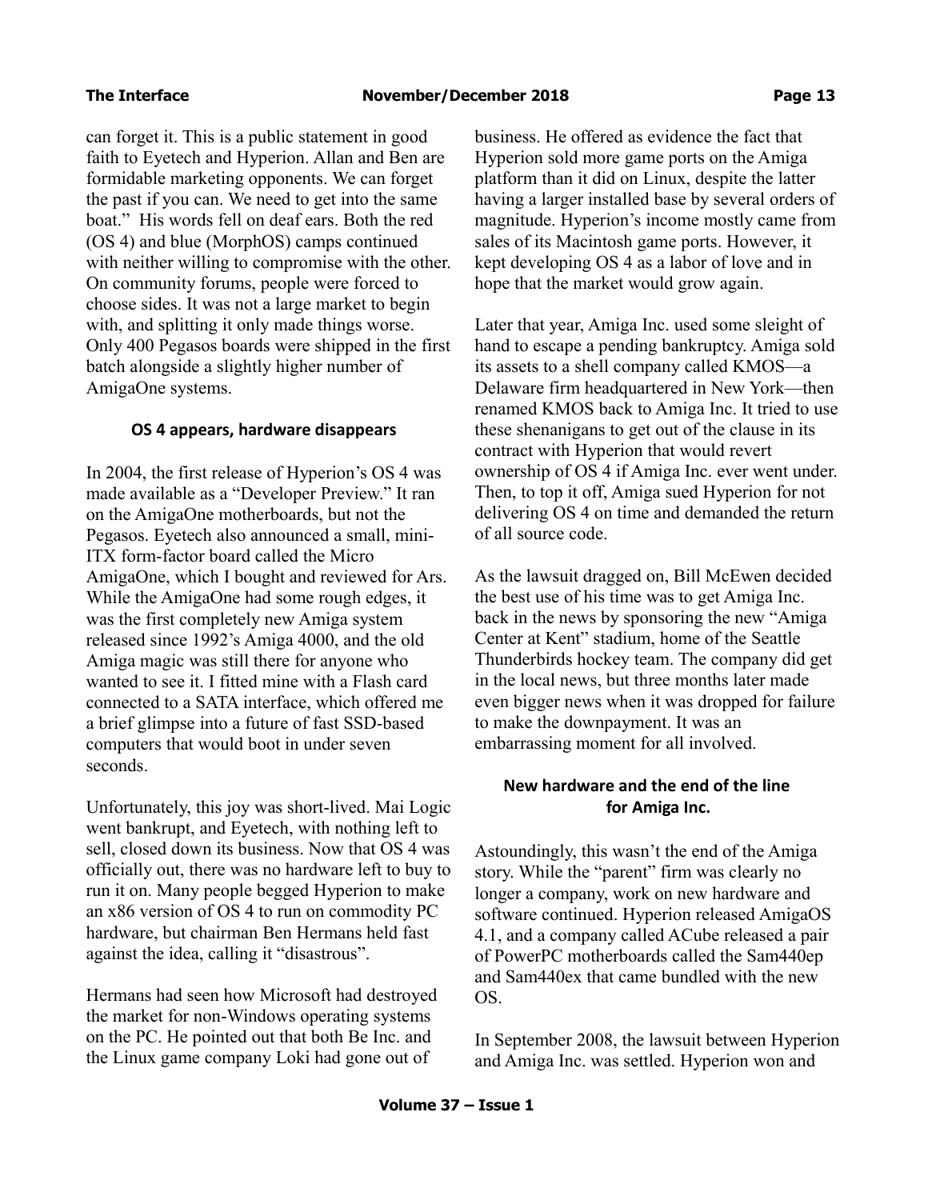can forget it. This is a public statement in good faith to Eyetech and Hyperion. Allan and Ben are formidable marketing opponents. We can forget the past if you can. We need to get into the same boat." His words fell on deaf ears. Both the red (OS 4) and blue (MorphOS) camps continued with neither willing to compromise with the other. On community forums, people were forced to choose sides. It was not a large market to begin with, and splitting it only made things worse. Only 400 Pegasos boards were shipped in the first batch alongside a slightly higher number of AmigaOne systems.

### OS 4 appears, hardware disappears

In 2004, the first release of Hyperion's OS 4 was made available as a "Developer Preview." It ran on the AmigaOne motherboards, but not the Pegasos. Eyetech also announced a small, mini-ITX form-factor board called the Micro AmigaOne, which I bought and reviewed for Ars. While the AmigaOne had some rough edges, it was the first completely new Amiga system released since 1992's Amiga 4000, and the old Amiga magic was still there for anyone who wanted to see it. I fitted mine with a Flash card connected to a SATA interface, which offered me a brief glimpse into a future of fast SSD-based computers that would boot in under seven seconds.

Unfortunately, this joy was short-lived. Mai Logic went bankrupt, and Eyetech, with nothing left to sell, closed down its business. Now that OS 4 was officially out, there was no hardware left to buy to run it on. Many people begged Hyperion to make an x86 version of OS 4 to run on commodity PC hardware, but chairman Ben Hermans held fast against the idea, calling it "disastrous".

Hermans had seen how Microsoft had destroyed the market for non-Windows operating systems on the PC. He pointed out that both Be Inc. and the Linux game company Loki had gone out of business. He offered as evidence the fact that Hyperion sold more game ports on the Amiga platform than it did on Linux, despite the latter having a larger installed base by several orders of magnitude. Hyperion's income mostly came from sales of its Macintosh game ports. However, it kept developing OS 4 as a labor of love and in hope that the market would grow again.

Later that year, Amiga Inc. used some sleight of hand to escape a pending bankruptcy. Amiga sold its assets to a shell company called KMOS—a Delaware firm headquartered in New York—then renamed KMOS back to Amiga Inc. It tried to use these shenanigans to get out of the clause in its contract with Hyperion that would revert ownership of OS 4 if Amiga Inc. ever went under. Then, to top it off, Amiga sued Hyperion for not delivering OS 4 on time and demanded the return of all source code.

As the lawsuit dragged on, Bill McEwen decided the best use of his time was to get Amiga Inc. back in the news by sponsoring the new "Amiga Center at Kent" stadium, home of the Seattle Thunderbirds hockey team. The company did get in the local news, but three months later made even bigger news when it was dropped for failure to make the downpayment. It was an embarrassing moment for all involved.

### New hardware and the end of the line for Amiga Inc.

Astoundingly, this wasn't the end of the Amiga story. While the "parent" firm was clearly no longer a company, work on new hardware and software continued. Hyperion released AmigaOS 4.1, and a company called ACube released a pair of PowerPC motherboards called the Sam440ep and Sam440ex that came bundled with the new OS.

In September 2008, the lawsuit between Hyperion and Amiga Inc. was settled. Hyperion won and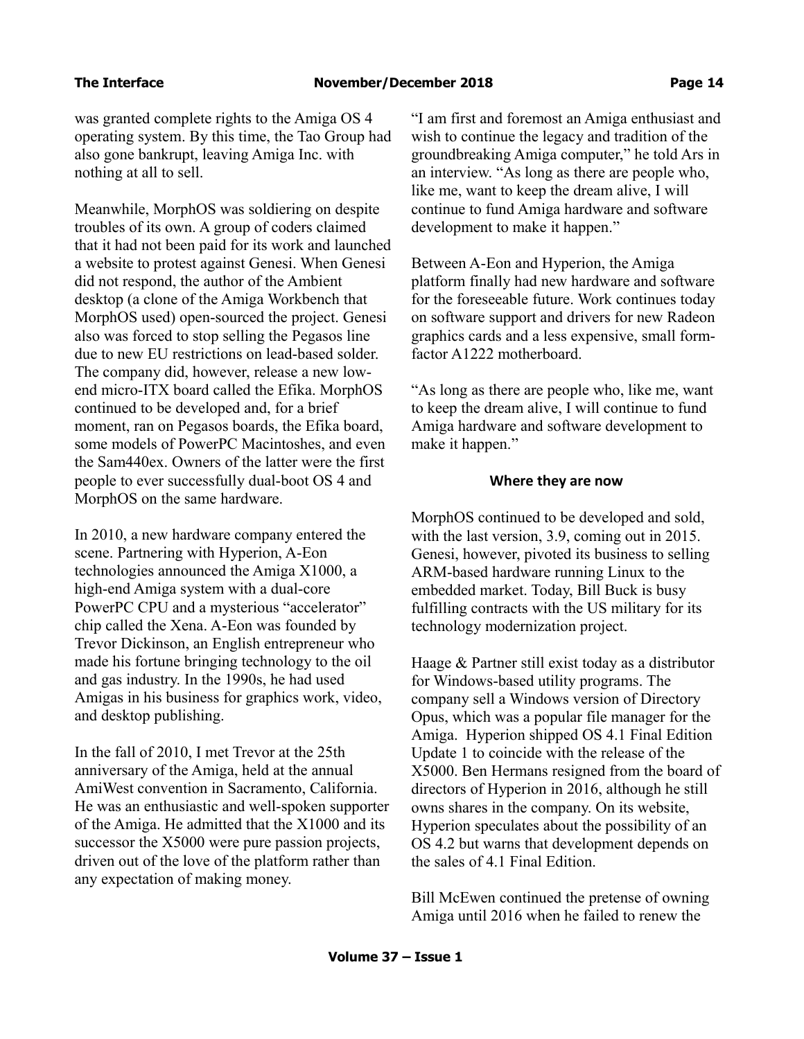was granted complete rights to the Amiga OS 4 operating system. By this time, the Tao Group had also gone bankrupt, leaving Amiga Inc. with nothing at all to sell.

Meanwhile, MorphOS was soldiering on despite troubles of its own. A group of coders claimed that it had not been paid for its work and launched a website to protest against Genesi. When Genesi did not respond, the author of the Ambient desktop (a clone of the Amiga Workbench that MorphOS used) open-sourced the project. Genesi also was forced to stop selling the Pegasos line due to new EU restrictions on lead-based solder. The company did, however, release a new low-end micro-ITX board called the Efika. MorphOS continued to be developed and, for a brief moment, ran on Pegasos boards, the Efika board, some models of PowerPC Macintoshes, and even the Sam440ex. Owners of the latter were the first people to ever successfully dual-boot OS 4 and MorphOS on the same hardware.

In 2010, a new hardware company entered the scene. Partnering with Hyperion, A-Eon technologies announced the Amiga X1000, a high-end Amiga system with a dual-core PowerPC CPU and a mysterious "accelerator" chip called the Xena. A-Eon was founded by Trevor Dickinson, an English entrepreneur who made his fortune bringing technology to the oil and gas industry. In the 1990s, he had used Amigas in his business for graphics work, video, and desktop publishing.

In the fall of 2010, I met Trevor at the 25th anniversary of the Amiga, held at the annual AmiWest convention in Sacramento, California. He was an enthusiastic and well-spoken supporter of the Amiga. He admitted that the X1000 and its successor the X5000 were pure passion projects, driven out of the love of the platform rather than any expectation of making money.

"I am first and foremost an Amiga enthusiast and wish to continue the legacy and tradition of the groundbreaking Amiga computer," he told Ars in an interview. "As long as there are people who, like me, want to keep the dream alive, I will continue to fund Amiga hardware and software development to make it happen."

Between A-Eon and Hyperion, the Amiga platform finally had new hardware and software for the foreseeable future. Work continues today on software support and drivers for new Radeon graphics cards and a less expensive, small form-factor A1222 motherboard.

"As long as there are people who, like me, want to keep the dream alive, I will continue to fund Amiga hardware and software development to make it happen."

**Where they are now**

MorphOS continued to be developed and sold, with the last version, 3.9, coming out in 2015. Genesi, however, pivoted its business to selling ARM-based hardware running Linux to the embedded market. Today, Bill Buck is busy fulfilling contracts with the US military for its technology modernization project.

Haage & Partner still exist today as a distributor for Windows-based utility programs. The company sell a Windows version of Directory Opus, which was a popular file manager for the Amiga. Hyperion shipped OS 4.1 Final Edition Update 1 to coincide with the release of the X5000. Ben Hermans resigned from the board of directors of Hyperion in 2016, although he still owns shares in the company. On its website, Hyperion speculates about the possibility of an OS 4.2 but warns that development depends on the sales of 4.1 Final Edition.

Bill McEwen continued the pretense of owning Amiga until 2016 when he failed to renew the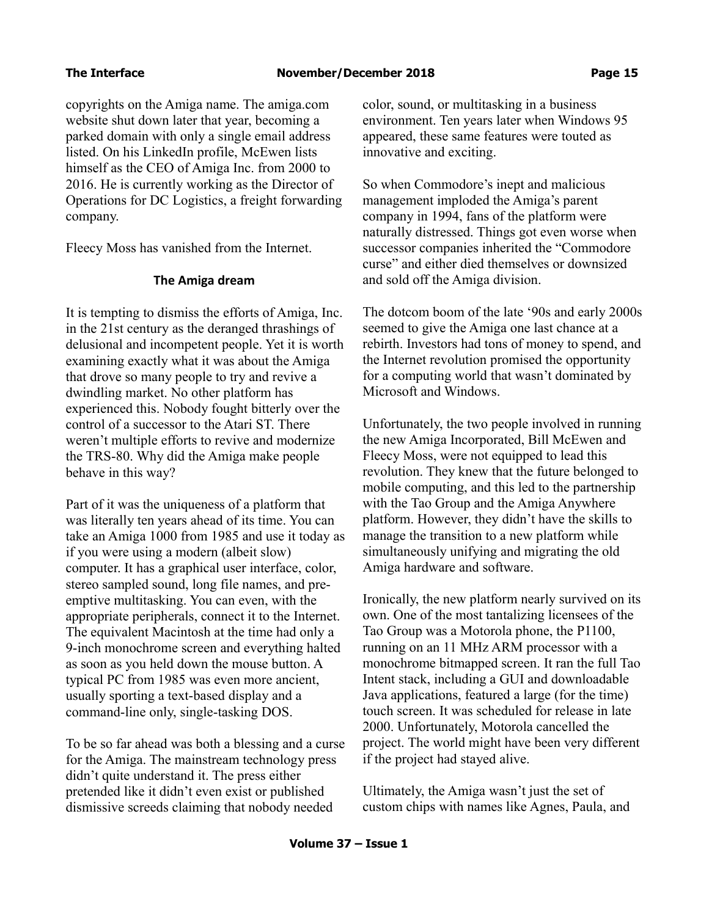copyrights on the Amiga name. The amiga.com website shut down later that year, becoming a parked domain with only a single email address listed. On his LinkedIn profile, McEwen lists himself as the CEO of Amiga Inc. from 2000 to 2016. He is currently working as the Director of Operations for DC Logistics, a freight forwarding company.

Fleecy Moss has vanished from the Internet.

### The Amiga dream

It is tempting to dismiss the efforts of Amiga, Inc. in the 21st century as the deranged thrashings of delusional and incompetent people. Yet it is worth examining exactly what it was about the Amiga that drove so many people to try and revive a dwindling market. No other platform has experienced this. Nobody fought bitterly over the control of a successor to the Atari ST. There weren't multiple efforts to revive and modernize the TRS-80. Why did the Amiga make people behave in this way?

Part of it was the uniqueness of a platform that was literally ten years ahead of its time. You can take an Amiga 1000 from 1985 and use it today as if you were using a modern (albeit slow) computer. It has a graphical user interface, color, stereo sampled sound, long file names, and pre-emptive multitasking. You can even, with the appropriate peripherals, connect it to the Internet. The equivalent Macintosh at the time had only a 9-inch monochrome screen and everything halted as soon as you held down the mouse button. A typical PC from 1985 was even more ancient, usually sporting a text-based display and a command-line only, single-tasking DOS.

To be so far ahead was both a blessing and a curse for the Amiga. The mainstream technology press didn't quite understand it. The press either pretended like it didn't even exist or published dismissive screeds claiming that nobody needed color, sound, or multitasking in a business environment. Ten years later when Windows 95 appeared, these same features were touted as innovative and exciting.

So when Commodore's inept and malicious management imploded the Amiga's parent company in 1994, fans of the platform were naturally distressed. Things got even worse when successor companies inherited the "Commodore curse" and either died themselves or downsized and sold off the Amiga division.

The dotcom boom of the late '90s and early 2000s seemed to give the Amiga one last chance at a rebirth. Investors had tons of money to spend, and the Internet revolution promised the opportunity for a computing world that wasn't dominated by Microsoft and Windows.

Unfortunately, the two people involved in running the new Amiga Incorporated, Bill McEwen and Fleecy Moss, were not equipped to lead this revolution. They knew that the future belonged to mobile computing, and this led to the partnership with the Tao Group and the Amiga Anywhere platform. However, they didn't have the skills to manage the transition to a new platform while simultaneously unifying and migrating the old Amiga hardware and software.

Ironically, the new platform nearly survived on its own. One of the most tantalizing licensees of the Tao Group was a Motorola phone, the P1100, running on an 11 MHz ARM processor with a monochrome bitmapped screen. It ran the full Tao Intent stack, including a GUI and downloadable Java applications, featured a large (for the time) touch screen. It was scheduled for release in late 2000. Unfortunately, Motorola cancelled the project. The world might have been very different if the project had stayed alive.

Ultimately, the Amiga wasn't just the set of custom chips with names like Agnes, Paula, and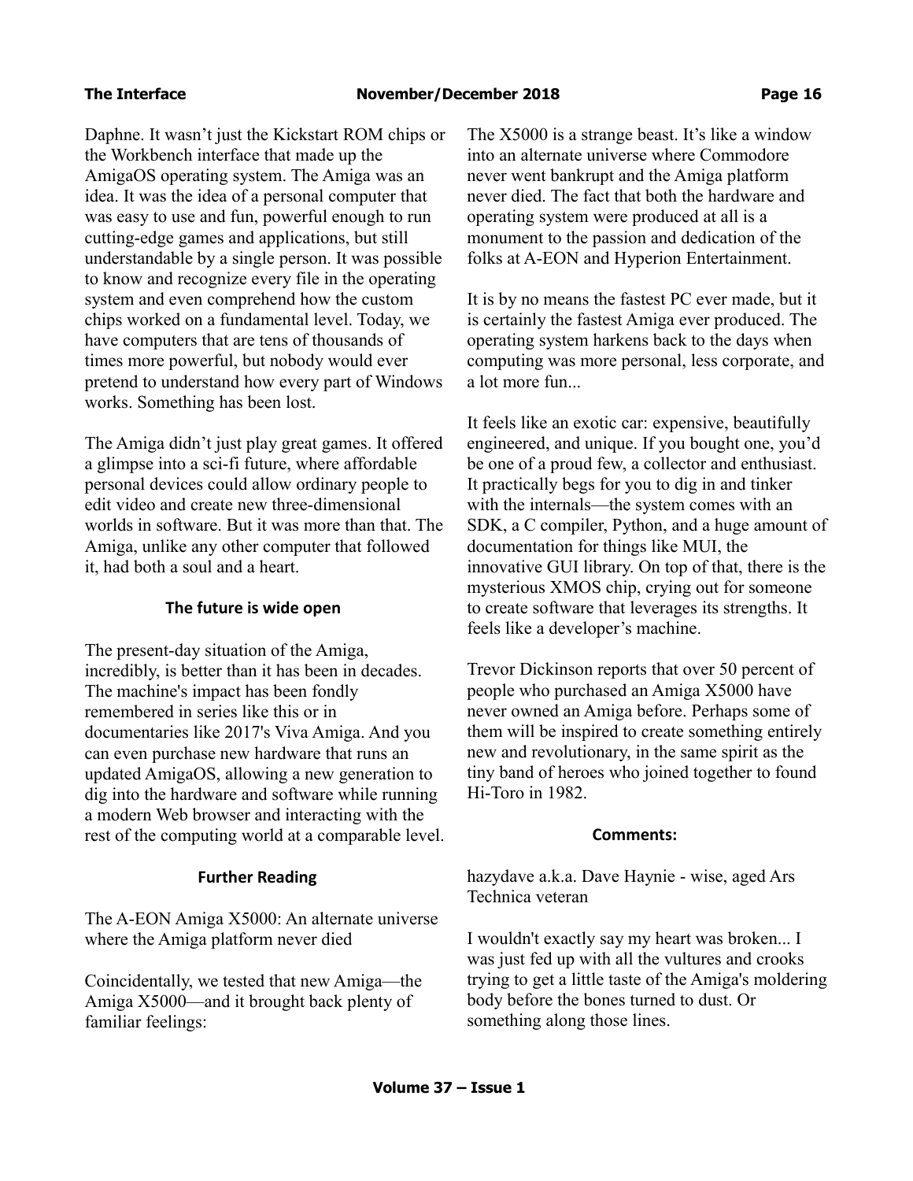Daphne. It wasn't just the Kickstart ROM chips or the Workbench interface that made up the AmigaOS operating system. The Amiga was an idea. It was the idea of a personal computer that was easy to use and fun, powerful enough to run cutting-edge games and applications, but still understandable by a single person. It was possible to know and recognize every file in the operating system and even comprehend how the custom chips worked on a fundamental level. Today, we have computers that are tens of thousands of times more powerful, but nobody would ever pretend to understand how every part of Windows works. Something has been lost.

The Amiga didn't just play great games. It offered a glimpse into a sci-fi future, where affordable personal devices could allow ordinary people to edit video and create new three-dimensional worlds in software. But it was more than that. The Amiga, unlike any other computer that followed it, had both a soul and a heart.

### The future is wide open

The present-day situation of the Amiga, incredibly, is better than it has been in decades. The machine's impact has been fondly remembered in series like this or in documentaries like 2017's Viva Amiga. And you can even purchase new hardware that runs an updated AmigaOS, allowing a new generation to dig into the hardware and software while running a modern Web browser and interacting with the rest of the computing world at a comparable level.

### Further Reading

The A-EON Amiga X5000: An alternate universe where the Amiga platform never died

Coincidentally, we tested that new Amiga—the Amiga X5000—and it brought back plenty of familiar feelings:

The X5000 is a strange beast. It's like a window into an alternate universe where Commodore never went bankrupt and the Amiga platform never died. The fact that both the hardware and operating system were produced at all is a monument to the passion and dedication of the folks at A-EON and Hyperion Entertainment.

It is by no means the fastest PC ever made, but it is certainly the fastest Amiga ever produced. The operating system harkens back to the days when computing was more personal, less corporate, and a lot more fun...

It feels like an exotic car: expensive, beautifully engineered, and unique. If you bought one, you'd be one of a proud few, a collector and enthusiast. It practically begs for you to dig in and tinker with the internals—the system comes with an SDK, a C compiler, Python, and a huge amount of documentation for things like MUI, the innovative GUI library. On top of that, there is the mysterious XMOS chip, crying out for someone to create software that leverages its strengths. It feels like a developer's machine.

Trevor Dickinson reports that over 50 percent of people who purchased an Amiga X5000 have never owned an Amiga before. Perhaps some of them will be inspired to create something entirely new and revolutionary, in the same spirit as the tiny band of heroes who joined together to found Hi-Toro in 1982.

### Comments:

hazydave a.k.a. Dave Haynie - wise, aged Ars Technica veteran

I wouldn't exactly say my heart was broken... I was just fed up with all the vultures and crooks trying to get a little taste of the Amiga's moldering body before the bones turned to dust. Or something along those lines.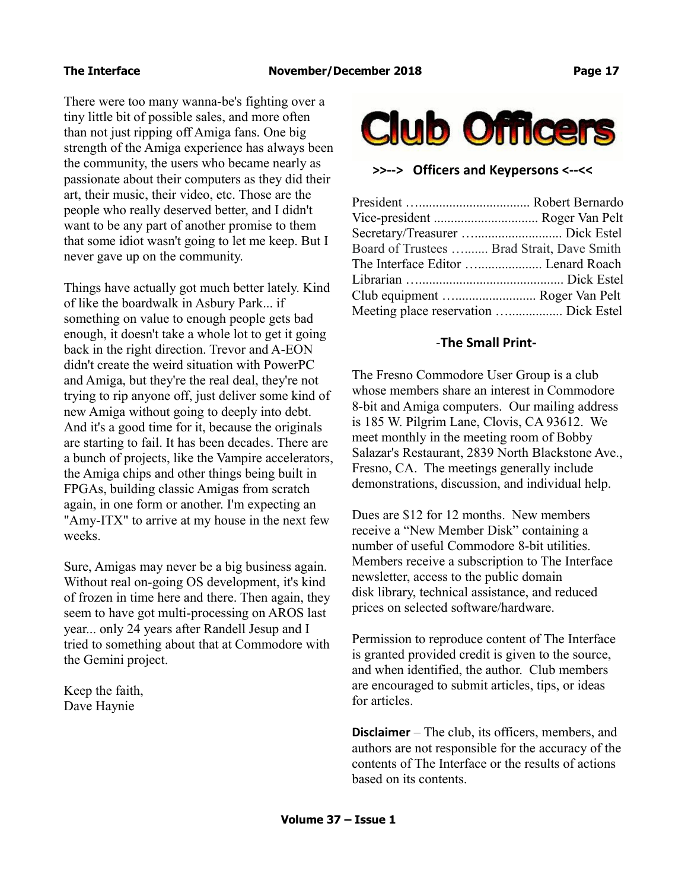There were too many wanna-be's fighting over a tiny little bit of possible sales, and more often than not just ripping off Amiga fans. One big strength of the Amiga experience has always been the community, the users who became nearly as passionate about their computers as they did their art, their music, their video, etc. Those are the people who really deserved better, and I didn't want to be any part of another promise to them that some idiot wasn't going to let me keep. But I never gave up on the community.

Things have actually got much better lately. Kind of like the boardwalk in Asbury Park... if something on value to enough people gets bad enough, it doesn't take a whole lot to get it going back in the right direction. Trevor and A-EON didn't create the weird situation with PowerPC and Amiga, but they're the real deal, they're not trying to rip anyone off, just deliver some kind of new Amiga without going to deeply into debt. And it's a good time for it, because the originals are starting to fail. It has been decades. There are a bunch of projects, like the Vampire accelerators, the Amiga chips and other things being built in FPGAs, building classic Amigas from scratch again, in one form or another. I'm expecting an "Amy-ITX" to arrive at my house in the next few weeks.

Sure, Amigas may never be a big business again. Without real on-going OS development, it's kind of frozen in time here and there. Then again, they seem to have got multi-processing on AROS last year... only 24 years after Randell Jesup and I tried to something about that at Commodore with the Gemini project.

Keep the faith,
Dave Haynie

# Club Officers

**>>--> Officers and Keypersons <--<<**

President ….................................. Robert Bernardo
Vice-president ............................... Roger Van Pelt
Secretary/Treasurer …......................... Dick Estel
Board of Trustees …...... Brad Strait, Dave Smith
The Interface Editor …................... Lenard Roach
Librarian …......................................... Dick Estel
Club equipment …....................... Roger Van Pelt
Meeting place reservation …............... Dick Estel

## -The Small Print-

The Fresno Commodore User Group is a club whose members share an interest in Commodore 8-bit and Amiga computers. Our mailing address is 185 W. Pilgrim Lane, Clovis, CA 93612. We meet monthly in the meeting room of Bobby Salazar's Restaurant, 2839 North Blackstone Ave., Fresno, CA. The meetings generally include demonstrations, discussion, and individual help.

Dues are $12 for 12 months. New members receive a “New Member Disk” containing a number of useful Commodore 8-bit utilities. Members receive a subscription to The Interface newsletter, access to the public domain disk library, technical assistance, and reduced prices on selected software/hardware.

Permission to reproduce content of The Interface is granted provided credit is given to the source, and when identified, the author. Club members are encouraged to submit articles, tips, or ideas for articles.

**Disclaimer** – The club, its officers, members, and authors are not responsible for the accuracy of the contents of The Interface or the results of actions based on its contents.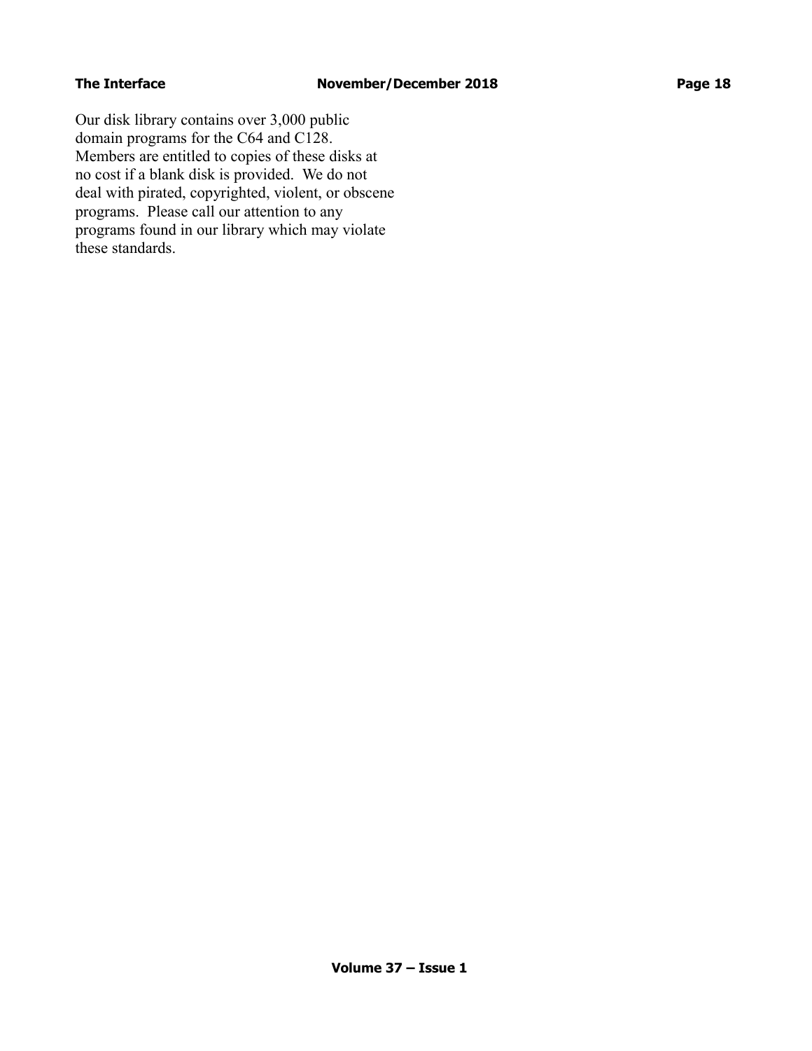Our disk library contains over 3,000 public domain programs for the C64 and C128. Members are entitled to copies of these disks at no cost if a blank disk is provided. We do not deal with pirated, copyrighted, violent, or obscene programs. Please call our attention to any programs found in our library which may violate these standards.